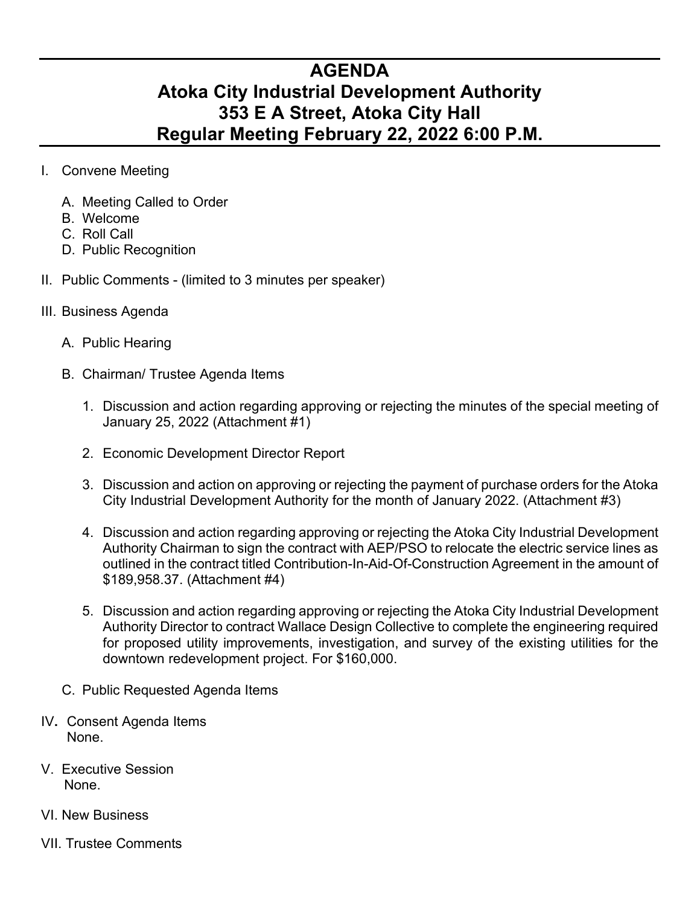# AGENDA
# Atoka City Industrial Development Authority
# 353 E A Street, Atoka City Hall
# Regular Meeting February 22, 2022 6:00 P.M.

I. Convene Meeting

   A. Meeting Called to Order
   B. Welcome
   C. Roll Call
   D. Public Recognition

II. Public Comments - (limited to 3 minutes per speaker)

III. Business Agenda

   A. Public Hearing

   B. Chairman/ Trustee Agenda Items

      1. Discussion and action regarding approving or rejecting the minutes of the special meeting of January 25, 2022 (Attachment #1)

      2. Economic Development Director Report

      3. Discussion and action on approving or rejecting the payment of purchase orders for the Atoka City Industrial Development Authority for the month of January 2022. (Attachment #3)

      4. Discussion and action regarding approving or rejecting the Atoka City Industrial Development Authority Chairman to sign the contract with AEP/PSO to relocate the electric service lines as outlined in the contract titled Contribution-In-Aid-Of-Construction Agreement in the amount of $189,958.37. (Attachment #4)

      5. Discussion and action regarding approving or rejecting the Atoka City Industrial Development Authority Director to contract Wallace Design Collective to complete the engineering required for proposed utility improvements, investigation, and survey of the existing utilities for the downtown redevelopment project. For $160,000.

   C. Public Requested Agenda Items

IV. Consent Agenda Items
   None.

V. Executive Session
   None.

VI. New Business

VII. Trustee Comments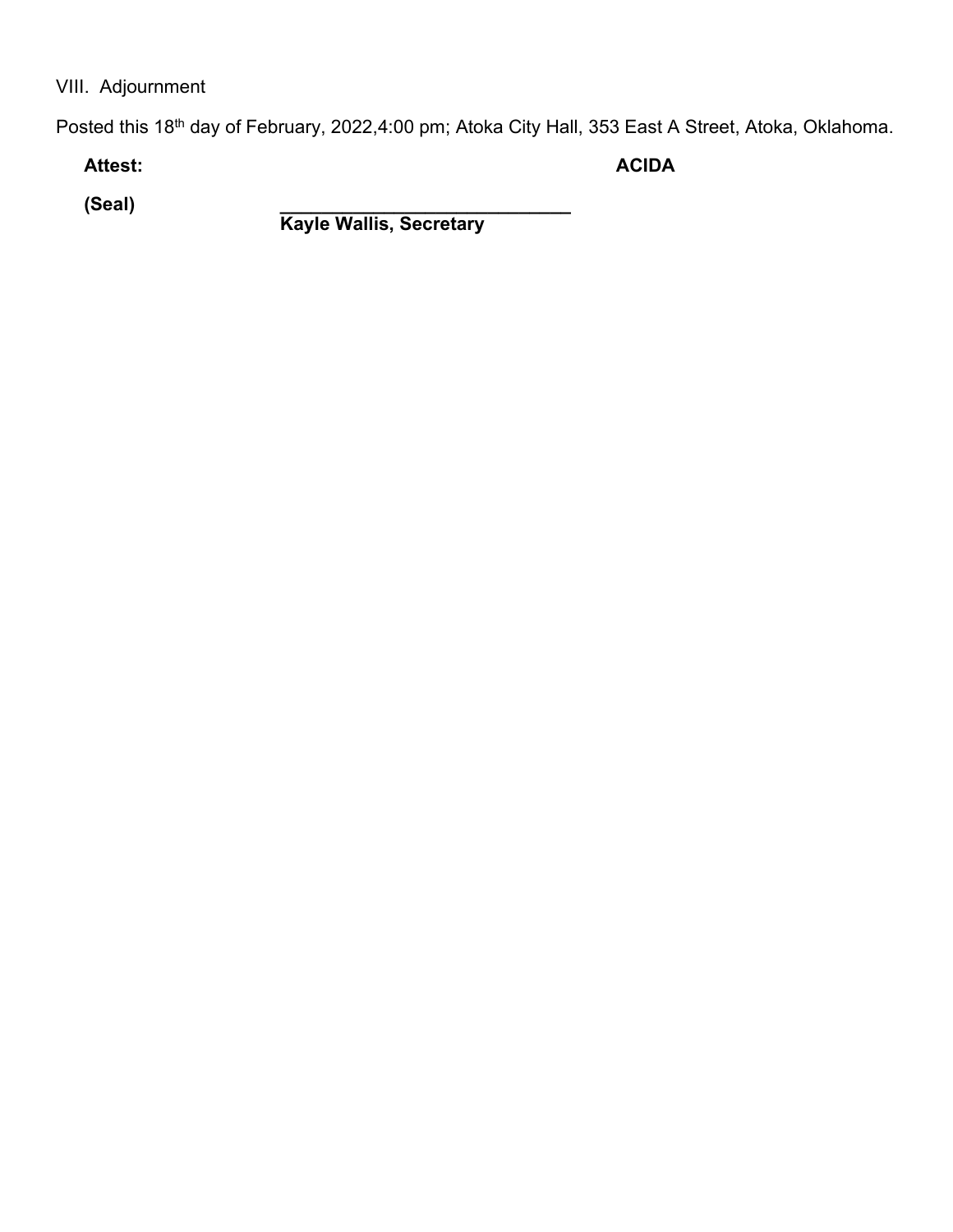VIII. Adjournment

Posted this 18th day of February, 2022,4:00 pm; Atoka City Hall, 353 East A Street, Atoka, Oklahoma.

**Attest:** **ACIDA**

**(Seal)** \_\_\_\_\_\_\_\_\_\_\_\_\_\_\_\_\_\_\_\_\_\_\_\_\_\_\_\_\_\_

**Kayle Wallis, Secretary**